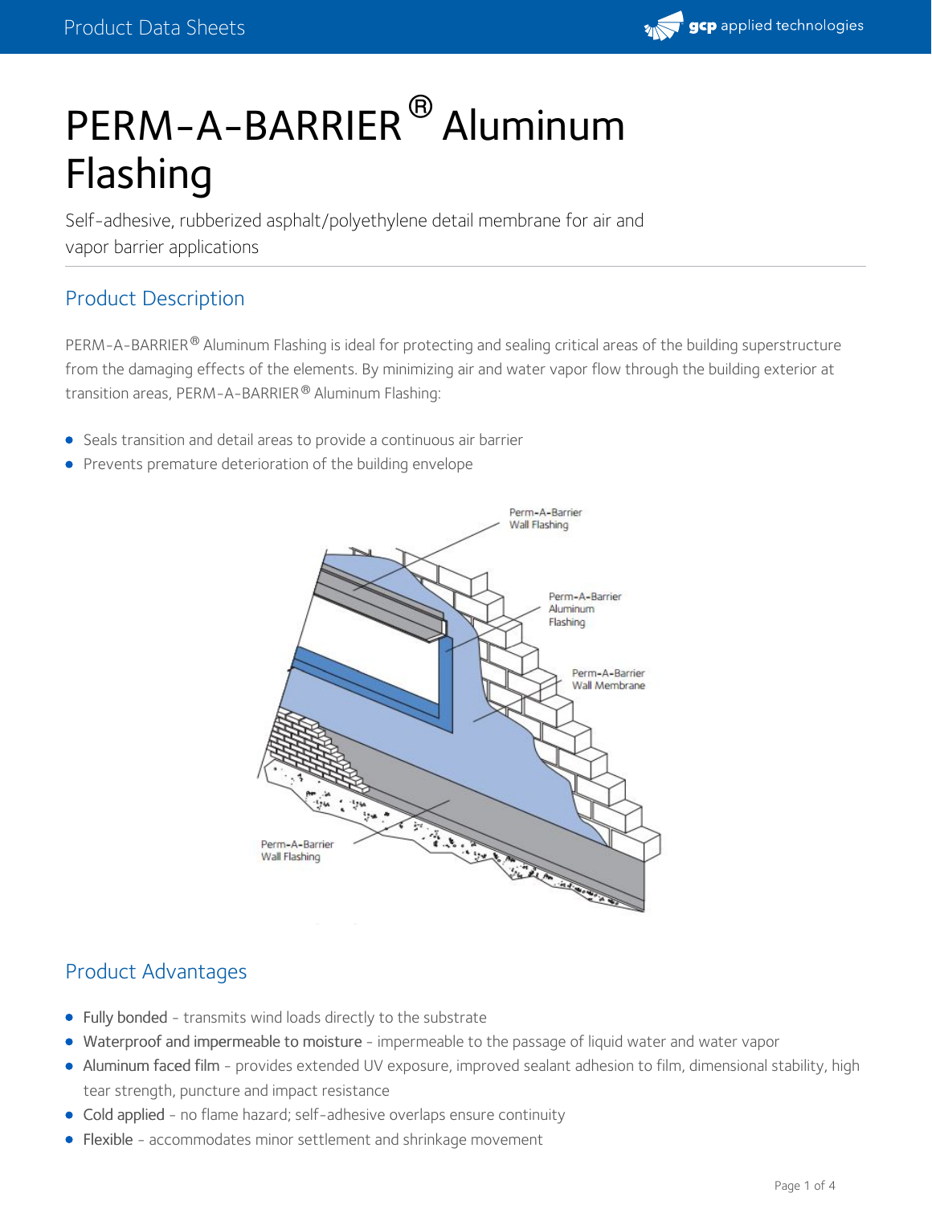# PERM-A-BARRIER® Aluminum Flashing

Self-adhesive, rubberized asphalt/polyethylene detail membrane for air and vapor barrier applications

## Product Description

PERM-A-BARRIER® Aluminum Flashing is ideal for protecting and sealing critical areas of the building superstructure from the damaging effects of the elements. By minimizing air and water vapor flow through the building exterior at transition areas, PERM-A-BARRIER® Aluminum Flashing:

- Seals transition and detail areas to provide a continuous air barrier
- Prevents premature deterioration of the building envelope

## Product Advantages

- **Fully bonded** - transmits wind loads directly to the substrate
- **Waterproof and impermeable to moisture** - impermeable to the passage of liquid water and water vapor
- **Aluminum faced film** - provides extended UV exposure, improved sealant adhesion to film, dimensional stability, high tear strength, puncture and impact resistance
- **Cold applied** - no flame hazard; self-adhesive overlaps ensure continuity
- **Flexible** - accommodates minor settlement and shrinkage movement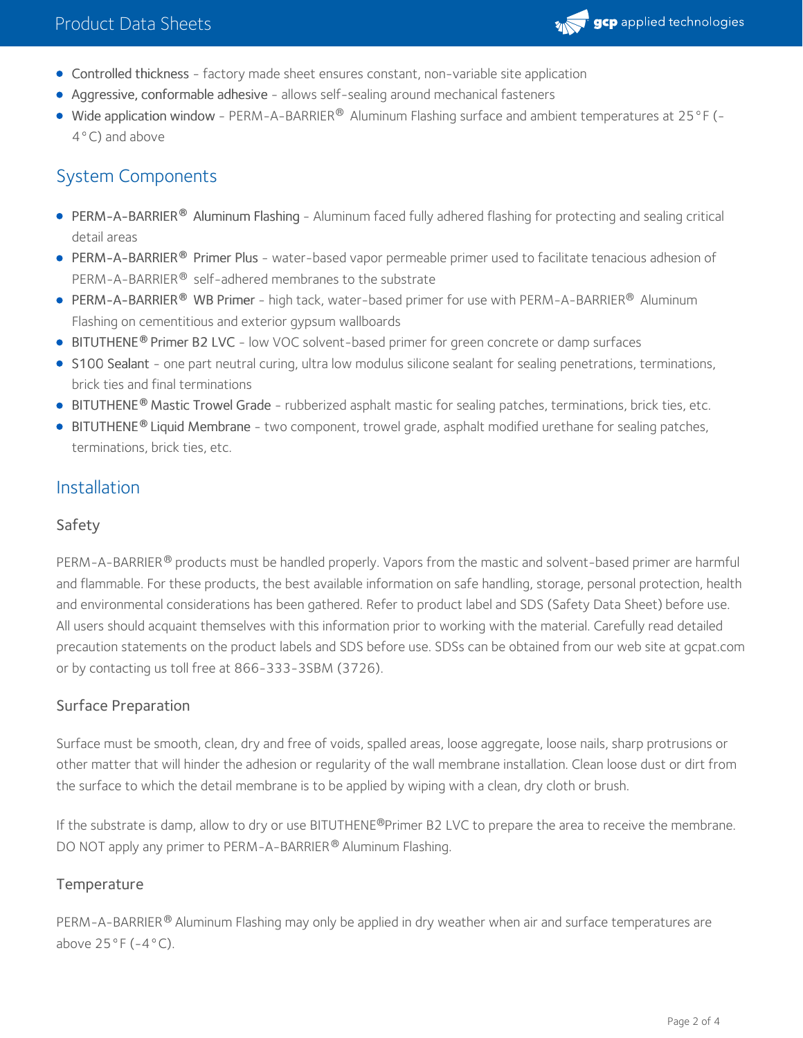- **Controlled thickness** - factory made sheet ensures constant, non-variable site application
- **Aggressive, conformable adhesive** - allows self-sealing around mechanical fasteners
- **Wide application window** - PERM-A-BARRIER® Aluminum Flashing surface and ambient temperatures at 25°F (-4°C) and above

## System Components

- **PERM-A-BARRIER® Aluminum Flashing** - Aluminum faced fully adhered flashing for protecting and sealing critical detail areas
- **PERM-A-BARRIER® Primer Plus** - water-based vapor permeable primer used to facilitate tenacious adhesion of PERM-A-BARRIER® self-adhered membranes to the substrate
- **PERM-A-BARRIER® WB Primer** - high tack, water-based primer for use with PERM-A-BARRIER® Aluminum Flashing on cementitious and exterior gypsum wallboards
- **BITUTHENE® Primer B2 LVC** - low VOC solvent-based primer for green concrete or damp surfaces
- **S100 Sealant** - one part neutral curing, ultra low modulus silicone sealant for sealing penetrations, terminations, brick ties and final terminations
- **BITUTHENE® Mastic Trowel Grade** - rubberized asphalt mastic for sealing patches, terminations, brick ties, etc.
- **BITUTHENE® Liquid Membrane** - two component, trowel grade, asphalt modified urethane for sealing patches, terminations, brick ties, etc.

## Installation

### Safety

PERM-A-BARRIER® products must be handled properly. Vapors from the mastic and solvent-based primer are harmful and flammable. For these products, the best available information on safe handling, storage, personal protection, health and environmental considerations has been gathered. Refer to product label and SDS (Safety Data Sheet) before use. All users should acquaint themselves with this information prior to working with the material. Carefully read detailed precaution statements on the product labels and SDS before use. SDSs can be obtained from our web site at gcpat.com or by contacting us toll free at 866-333-3SBM (3726).

### Surface Preparation

Surface must be smooth, clean, dry and free of voids, spalled areas, loose aggregate, loose nails, sharp protrusions or other matter that will hinder the adhesion or regularity of the wall membrane installation. Clean loose dust or dirt from the surface to which the detail membrane is to be applied by wiping with a clean, dry cloth or brush.

If the substrate is damp, allow to dry or use BITUTHENE®Primer B2 LVC to prepare the area to receive the membrane. DO NOT apply any primer to PERM-A-BARRIER® Aluminum Flashing.

### Temperature

PERM-A-BARRIER® Aluminum Flashing may only be applied in dry weather when air and surface temperatures are above 25°F (-4°C).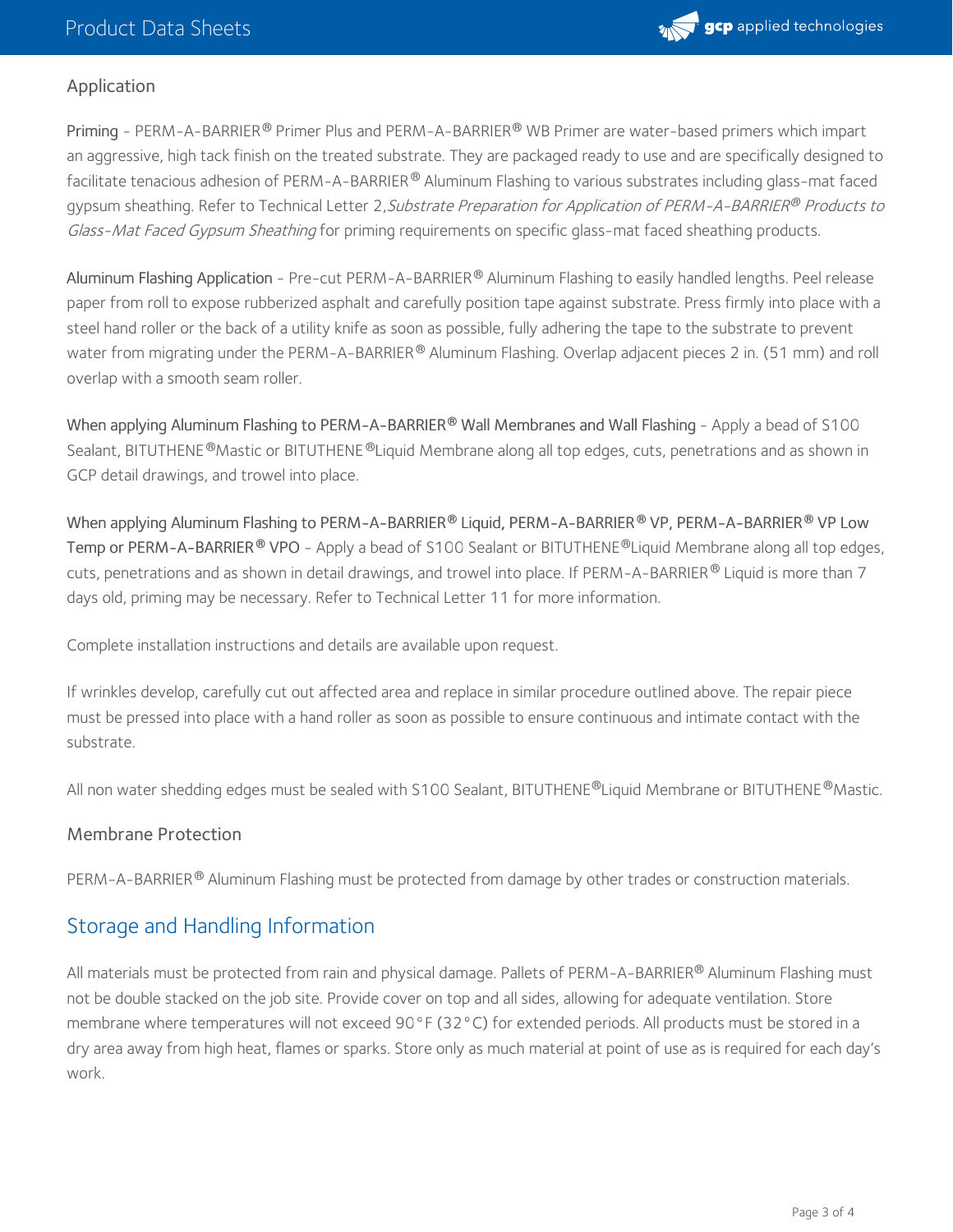## Application

**Priming** - PERM-A-BARRIER® Primer Plus and PERM-A-BARRIER® WB Primer are water-based primers which impart an aggressive, high tack finish on the treated substrate. They are packaged ready to use and are specifically designed to facilitate tenacious adhesion of PERM-A-BARRIER® Aluminum Flashing to various substrates including glass-mat faced gypsum sheathing. Refer to Technical Letter 2, *Substrate Preparation for Application of PERM-A-BARRIER® Products to Glass-Mat Faced Gypsum Sheathing* for priming requirements on specific glass-mat faced sheathing products.

**Aluminum Flashing Application** - Pre-cut PERM-A-BARRIER® Aluminum Flashing to easily handled lengths. Peel release paper from roll to expose rubberized asphalt and carefully position tape against substrate. Press firmly into place with a steel hand roller or the back of a utility knife as soon as possible, fully adhering the tape to the substrate to prevent water from migrating under the PERM-A-BARRIER® Aluminum Flashing. Overlap adjacent pieces 2 in. (51 mm) and roll overlap with a smooth seam roller.

**When applying Aluminum Flashing to PERM-A-BARRIER® Wall Membranes and Wall Flashing** - Apply a bead of S100 Sealant, BITUTHENE® Mastic or BITUTHENE® Liquid Membrane along all top edges, cuts, penetrations and as shown in GCP detail drawings, and trowel into place.

**When applying Aluminum Flashing to PERM-A-BARRIER® Liquid, PERM-A-BARRIER® VP, PERM-A-BARRIER® VP Low Temp or PERM-A-BARRIER® VPO** - Apply a bead of S100 Sealant or BITUTHENE® Liquid Membrane along all top edges, cuts, penetrations and as shown in detail drawings, and trowel into place. If PERM-A-BARRIER® Liquid is more than 7 days old, priming may be necessary. Refer to Technical Letter 11 for more information.

Complete installation instructions and details are available upon request.

If wrinkles develop, carefully cut out affected area and replace in similar procedure outlined above. The repair piece must be pressed into place with a hand roller as soon as possible to ensure continuous and intimate contact with the substrate.

All non water shedding edges must be sealed with S100 Sealant, BITUTHENE® Liquid Membrane or BITUTHENE® Mastic.

## Membrane Protection

PERM-A-BARRIER® Aluminum Flashing must be protected from damage by other trades or construction materials.

## Storage and Handling Information

All materials must be protected from rain and physical damage. Pallets of PERM-A-BARRIER® Aluminum Flashing must not be double stacked on the job site. Provide cover on top and all sides, allowing for adequate ventilation. Store membrane where temperatures will not exceed 90°F (32°C) for extended periods. All products must be stored in a dry area away from high heat, flames or sparks. Store only as much material at point of use as is required for each day's work.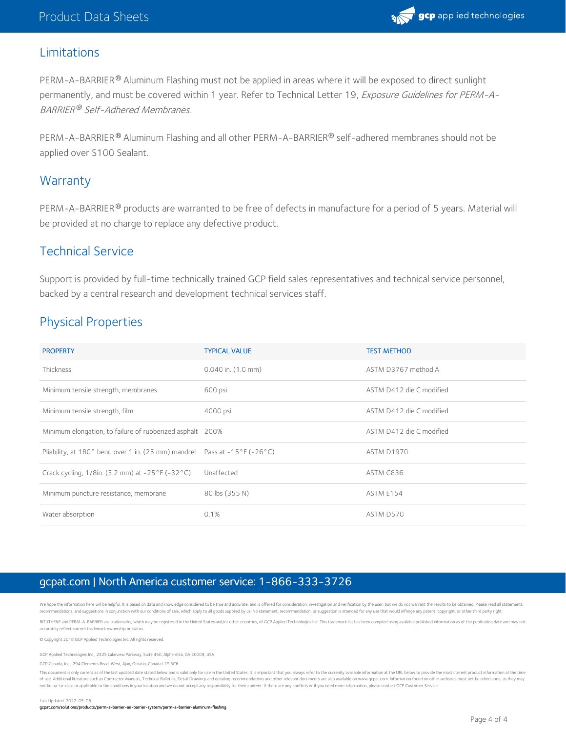## Limitations

PERM-A-BARRIER® Aluminum Flashing must not be applied in areas where it will be exposed to direct sunlight permanently, and must be covered within 1 year. Refer to Technical Letter 19, *Exposure Guidelines for PERM-A-BARRIER® Self-Adhered Membranes*.

PERM-A-BARRIER® Aluminum Flashing and all other PERM-A-BARRIER® self-adhered membranes should not be applied over S100 Sealant.

## Warranty

PERM-A-BARRIER® products are warranted to be free of defects in manufacture for a period of 5 years. Material will be provided at no charge to replace any defective product.

## Technical Service

Support is provided by full-time technically trained GCP field sales representatives and technical service personnel, backed by a central research and development technical services staff.

## Physical Properties

| PROPERTY | TYPICAL VALUE | TEST METHOD |
|---|---|---|
| Thickness | 0.040 in. (1.0 mm) | ASTM D3767 method A |
| Minimum tensile strength, membranes | 600 psi | ASTM D412 die C modified |
| Minimum tensile strength, film | 4000 psi | ASTM D412 die C modified |
| Minimum elongation, to failure of rubberized asphalt | 200% | ASTM D412 die C modified |
| Pliability, at 180° bend over 1 in. (25 mm) mandrel | Pass at -15°F (-26°C) | ASTM D1970 |
| Crack cycling, 1/8in. (3.2 mm) at -25°F (-32°C) | Unaffected | ASTM C836 |
| Minimum puncture resistance, membrane | 80 lbs (355 N) | ASTM E154 |
| Water absorption | 0.1% | ASTM D570 |

gcpat.com | North America customer service: 1-866-333-3726

We hope the information here will be helpful. It is based on data and knowledge considered to be true and accurate, and is offered for consideration, investigation and verification by the user, but we do not warrant the results to be obtained. Please read all statements, recommendations, and suggestions in conjunction with our conditions of sale, which apply to all goods supplied by us. No statement, recommendation, or suggestion is intended for any use that would infringe any patent, copyright, or other third party right.

BITUTHENE and PERM-A-BARRIER are trademarks, which may be registered in the United States and/or other countries, of GCP Applied Technologies Inc. This trademark list has been compiled using available published information as of the publication date and may not accurately reflect current trademark ownership or status.

© Copyright 2018 GCP Applied Technologies Inc. All rights reserved.

GCP Applied Technologies Inc., 2325 Lakeview Parkway, Suite 450, Alpharetta, GA 30009, USA

GCP Canada, Inc., 294 Clements Road, West, Ajax, Ontario, Canada L1S 3C6

This document is only current as of the last updated date stated below and is valid only for use in the United States. It is important that you always refer to the currently available information at the URL below to provide the most current product information at the time of use. Additional literature such as Contractor Manuals, Technical Bulletins, Detail Drawings and detailing recommendations and other relevant documents are also available on www.gcpat.com. Information found on other websites must not be relied upon, as they may not be up-to-date or applicable to the conditions in your location and we do not accept any responsibility for their content. If there are any conflicts or if you need more information, please contact GCP Customer Service.

Last Updated: 2022-05-06

gcpat.com/solutions/products/perm-a-barrier-air-barrier-system/perm-a-barrier-aluminum-flashing